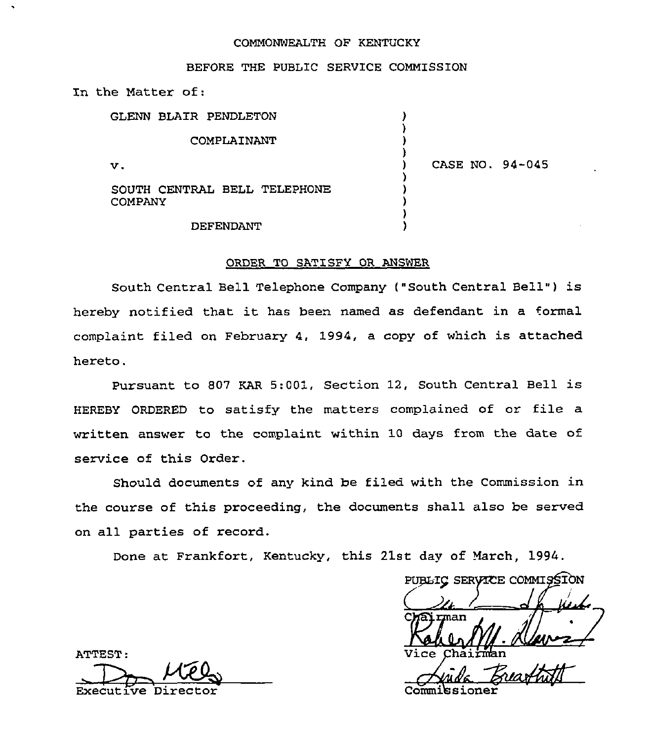COMMONWEALTH OF KENTUCKY

BEFORE THE PUBLIC SERVICE COMMISSION

In the Matter of:

GLENN BLAIR PENDLETON

COMPLAINANT

v.

SOUTH CENTRAL BELL TELEPHONE COMPANY

DEFENDANT

CASE NO. 94-045

ORDER TO SATISFY OR ANSWER

South Central Bell Telephone Company ("South Central Bell") is hereby notified that it has been named as defendant in a formal complaint filed on February 4, 1994, a copy of which is attached hereto.

Pursuant to 807 KAR 5:001, Section 12, South Central Bell is HEREBY ORDERED to satisfy the matters complained of or file a written answer to the complaint within 10 days from the date of service of this Order.

Should documents of any kind be filed with the Commission in the course of this proceeding, the documents shall also be served on all parties of record.

Done at Frankfort, Kentucky, this 21st day of March, 1994.

PUBLIC SERVICE COMMISSION

Chairman

Vice Chairman

Commissioner

ATTEST:

Executive Director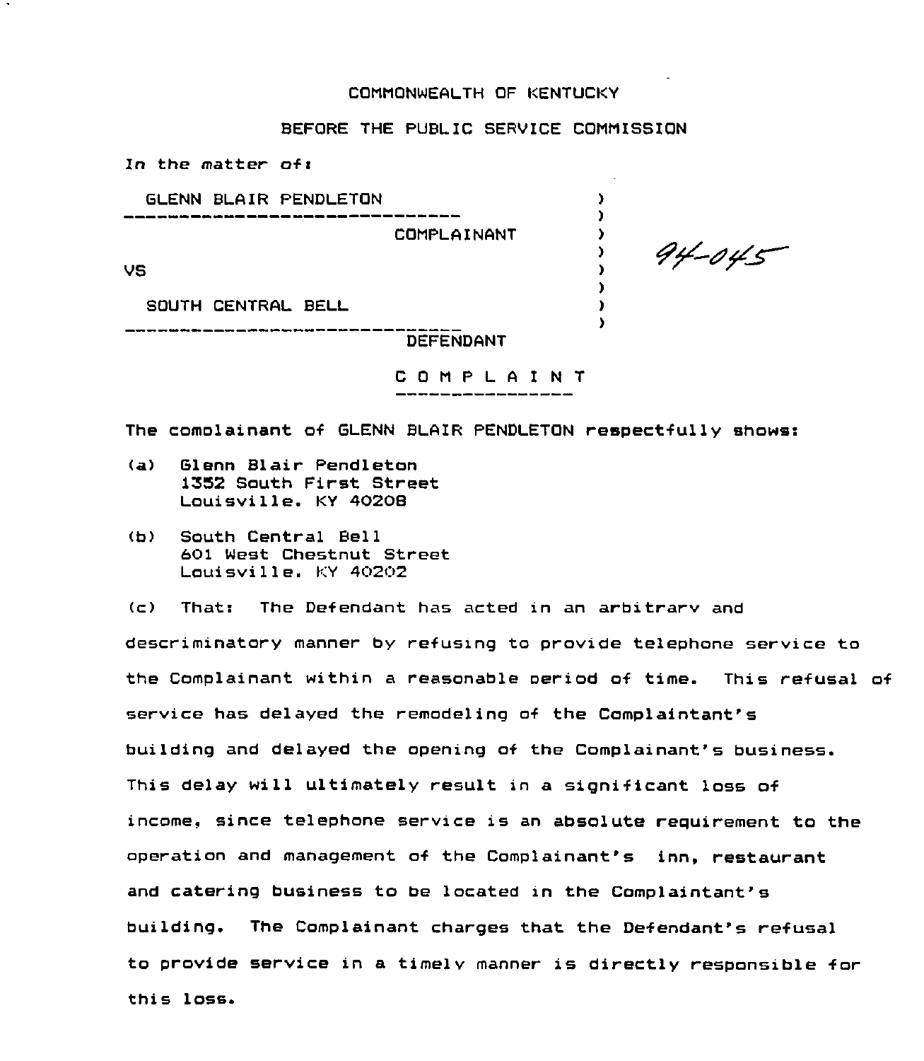COMMONWEALTH OF KENTUCKY

BEFORE THE PUBLIC SERVICE COMMISSION

In the matter of:

| | | |
|---|---|---|
| GLENN BLAIR PENDLETON<br>COMPLAINANT | ) | 94-045 |
| VS | ) | |
| SOUTH CENTRAL BELL<br>DEFENDANT | ) | |

## C O M P L A I N T

The comolainant of GLENN BLAIR PENDLETON respectfully shows:

(a) Glenn Blair Pendleton
1352 South First Street
Louisville. KY 40208

(b) South Central Bell
601 West Chestnut Street
Louisville. KY 40202

(c) That: The Defendant has acted in an arbitrarv and descriminatory manner by refusing to provide telephone service to the Complainant within a reasonable period of time. This refusal of service has delayed the remodeling of the Complaintant's building and delayed the opening of the Complainant's business. This delay will ultimately result in a significant loss of income, since telephone service is an absolute requirement to the operation and management of the Complainant's inn, restaurant and catering business to be located in the Complaintant's building. The Complainant charges that the Defendant's refusal to provide service in a timelv manner is directly responsible for this loss.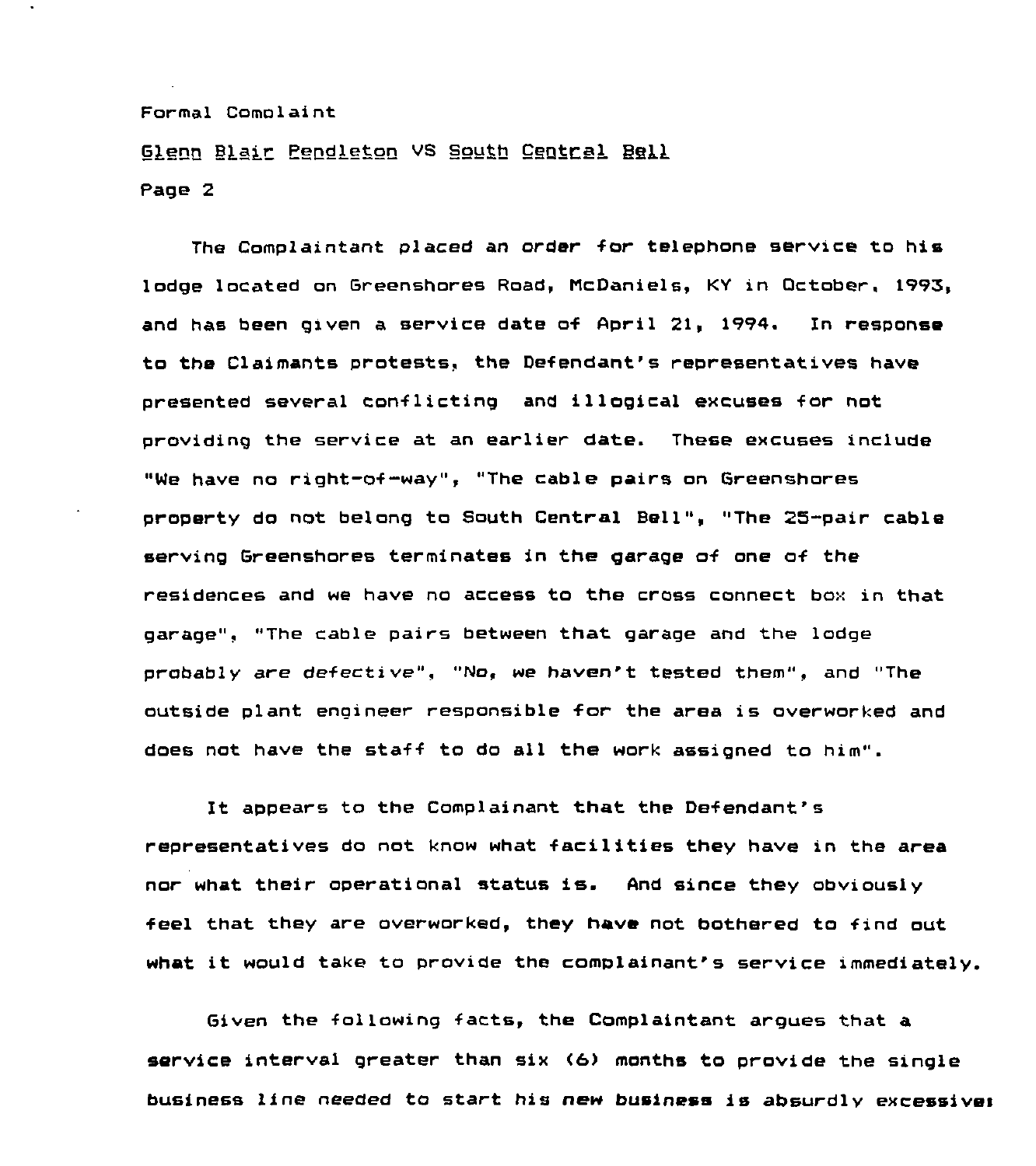Formal Complaint

Glenn Blair Pendleton VS South Central Bell

Page 2

The Complaintant placed an order for telephone service to his lodge located on Greenshores Road, McDaniels, KY in October, 1993, and has been given a service date of April 21, 1994. In response to the Claimants protests, the Defendant's representatives have presented several conflicting and illogical excuses for not providing the service at an earlier date. These excuses include "We have no right-of-way", "The cable pairs on Greenshores property do not belong to South Central Bell", "The 25-pair cable serving Greenshores terminates in the garage of one of the residences and we have no access to the cross connect box in that garage", "The cable pairs between that garage and the lodge probably are defective", "No, we haven't tested them", and "The outside plant engineer responsible for the area is overworked and does not have the staff to do all the work assigned to him".

It appears to the Complainant that the Defendant's representatives do not know what facilities they have in the area nor what their operational status is. And since they obviously feel that they are overworked, they have not bothered to find out what it would take to provide the complainant's service immediately.

Given the following facts, the Complaintant argues that a service interval greater than six (6) months to provide the single business line needed to start his new business is absurdly excessive: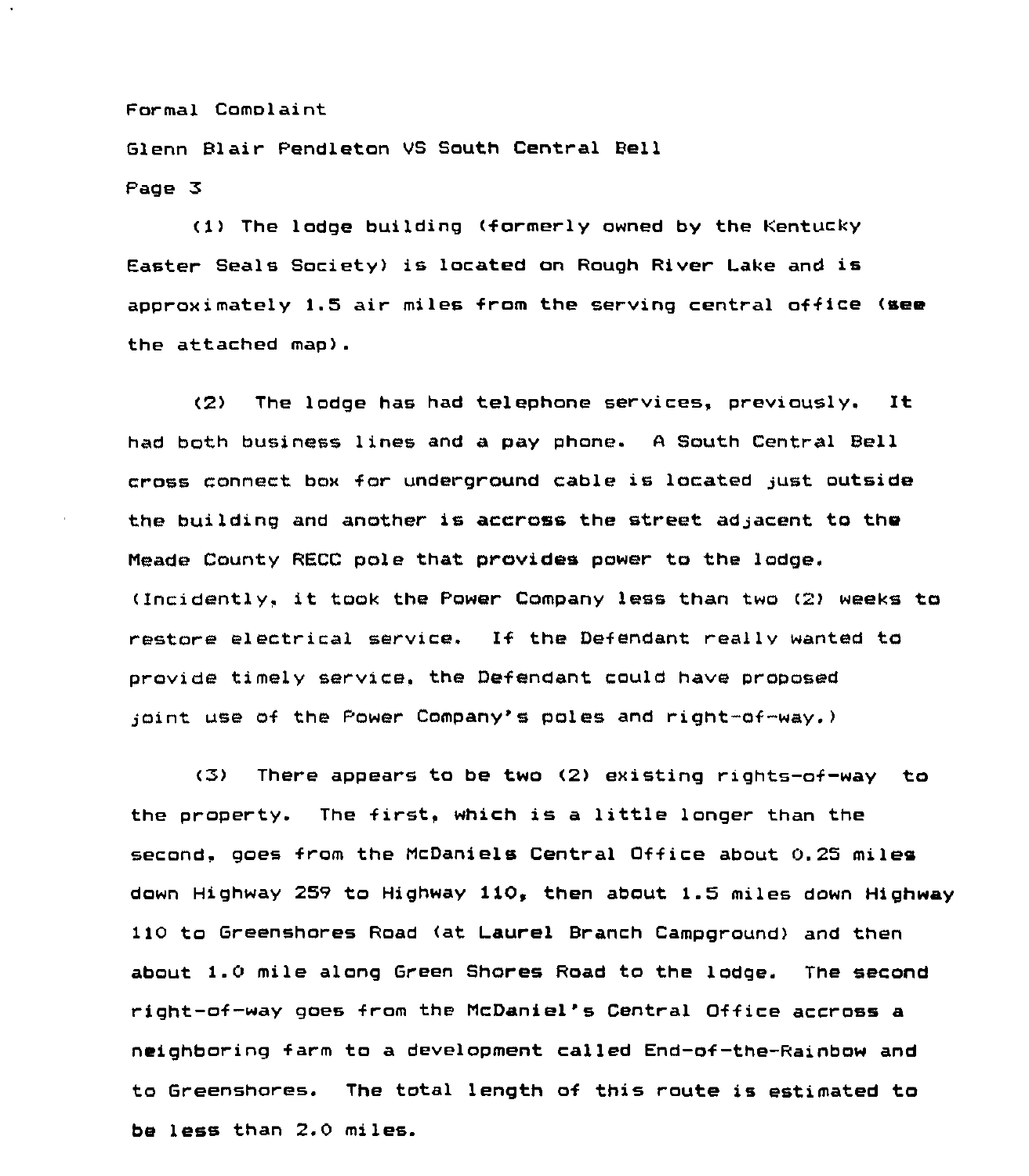(1) The lodge building (formerly owned by the Kentucky Easter Seals Society) is located on Rough River Lake and is approximately 1.5 air miles from the serving central office (see the attached map).

(2) The lodge has had telephone services, previously. It had both business lines and a pay phone. A South Central Bell cross connect box for underground cable is located just outside the building and another is accross the street adjacent to the Meade County RECC pole that provides power to the lodge. (Incidently, it took the Power Company less than two (2) weeks to restore electrical service. If the Defendant really wanted to provide timely service, the Defendant could have proposed joint use of the Power Company's poles and right-of-way.)

(3) There appears to be two (2) existing rights-of-way to the property. The first, which is a little longer than the second, goes from the McDaniels Central Office about 0.25 miles down Highway 259 to Highway 110, then about 1.5 miles down Highway 110 to Greenshores Road (at Laurel Branch Campground) and then about 1.0 mile along Green Shores Road to the lodge. The second right-of-way goes from the McDaniel's Central Office accross a neighboring farm to a development called End-of-the-Rainbow and to Greenshores. The total length of this route is estimated to be less than 2.0 miles.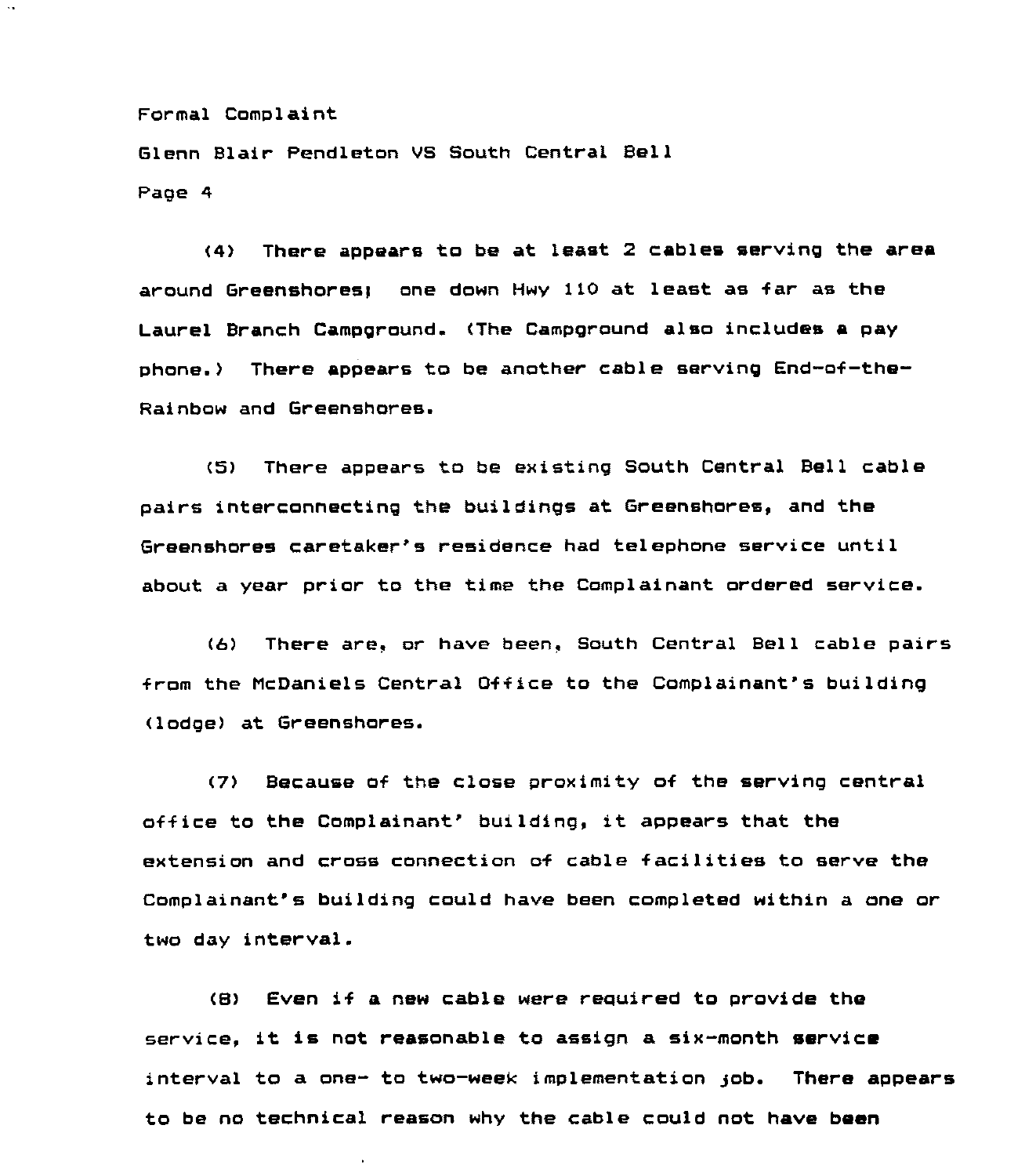(4) There appears to be at least 2 cables serving the area around Greenshores; one down Hwy 110 at least as far as the Laurel Branch Campground. (The Campground also includes a pay phone.) There appears to be another cable serving End-of-the-Rainbow and Greenshores.

(5) There appears to be existing South Central Bell cable pairs interconnecting the buildings at Greenshores, and the Greenshores caretaker's residence had telephone service until about a year prior to the time the Complainant ordered service.

(6) There are, or have been, South Central Bell cable pairs from the McDaniels Central Office to the Complainant's building (lodge) at Greenshores.

(7) Because of the close proximity of the serving central office to the Complainant' building, it appears that the extension and cross connection of cable facilities to serve the Complainant's building could have been completed within a one or two day interval.

(8) Even if a new cable were required to provide the service, it is not reasonable to assign a six-month service interval to a one- to two-week implementation job. There appears to be no technical reason why the cable could not have been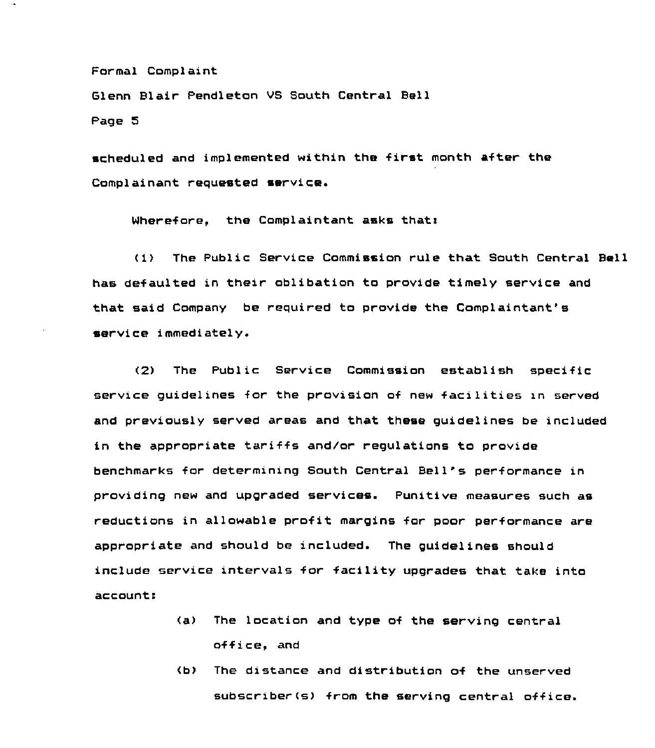scheduled and implemented within the first month after the Complainant requested service.

Wherefore, the Complaintant asks that:

(1) The Public Service Commission rule that South Central Bell has defaulted in their oblibation to provide timely service and that said Company be required to provide the Complaintant's service immediately.

(2) The Public Service Commission establish specific service guidelines for the provision of new facilities in served and previously served areas and that these guidelines be included in the appropriate tariffs and/or regulations to provide benchmarks for determining South Central Bell's performance in providing new and upgraded services. Punitive measures such as reductions in allowable profit margins for poor performance are appropriate and should be included. The guidelines should include service intervals for facility upgrades that take into account:

- (a) The location and type of the serving central office, and
- (b) The distance and distribution of the unserved subscriber(s) from the serving central office.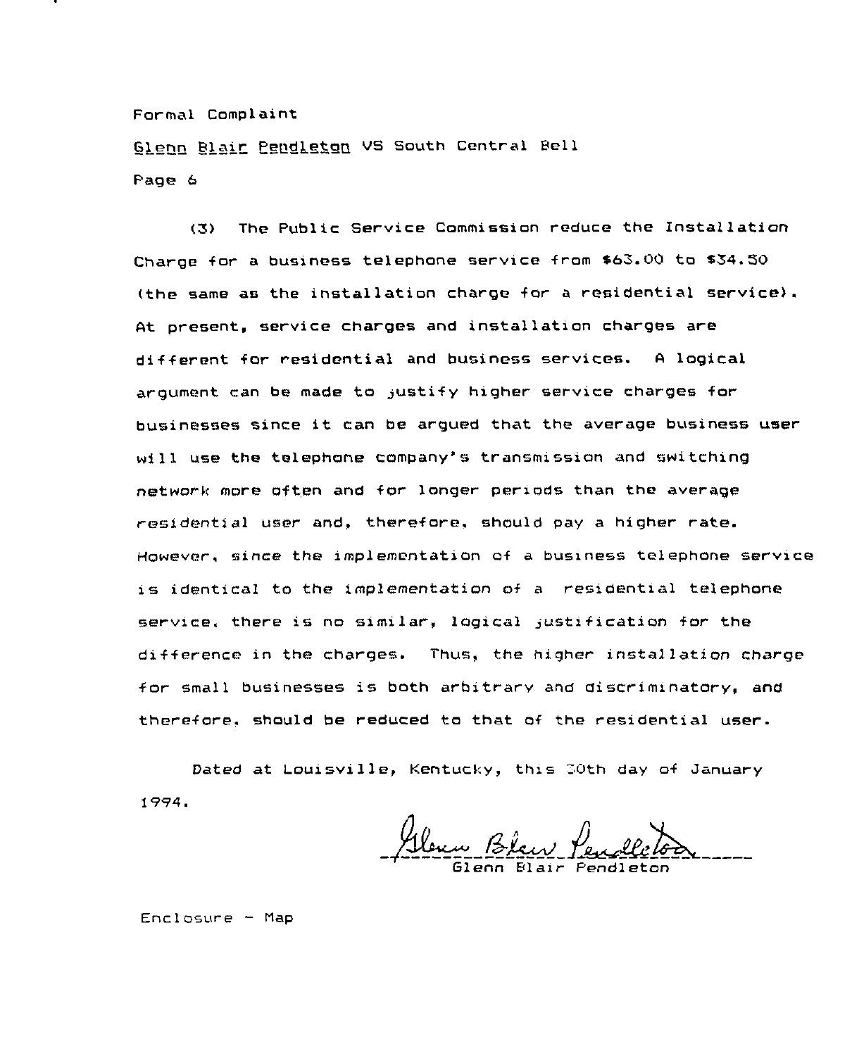(3) The Public Service Commission reduce the Installation Charge for a business telephone service from $63.00 to $34.50 (the same as the installation charge for a residential service). At present, service charges and installation charges are different for residential and business services. A logical argument can be made to justify higher service charges for businesses since it can be argued that the average business user will use the telephone company's transmission and switching network more often and for longer periods than the average residential user and, therefore, should pay a higher rate. However, since the implementation of a business telephone service is identical to the implementation of a residential telephone service, there is no similar, logical justification for the difference in the charges. Thus, the higher installation charge for small businesses is both arbitrary and discriminatory, and therefore, should be reduced to that of the residential user.

Dated at Louisville, Kentucky, this 30th day of January 1994.

Glenn Blair Pendleton

Enclosure - Map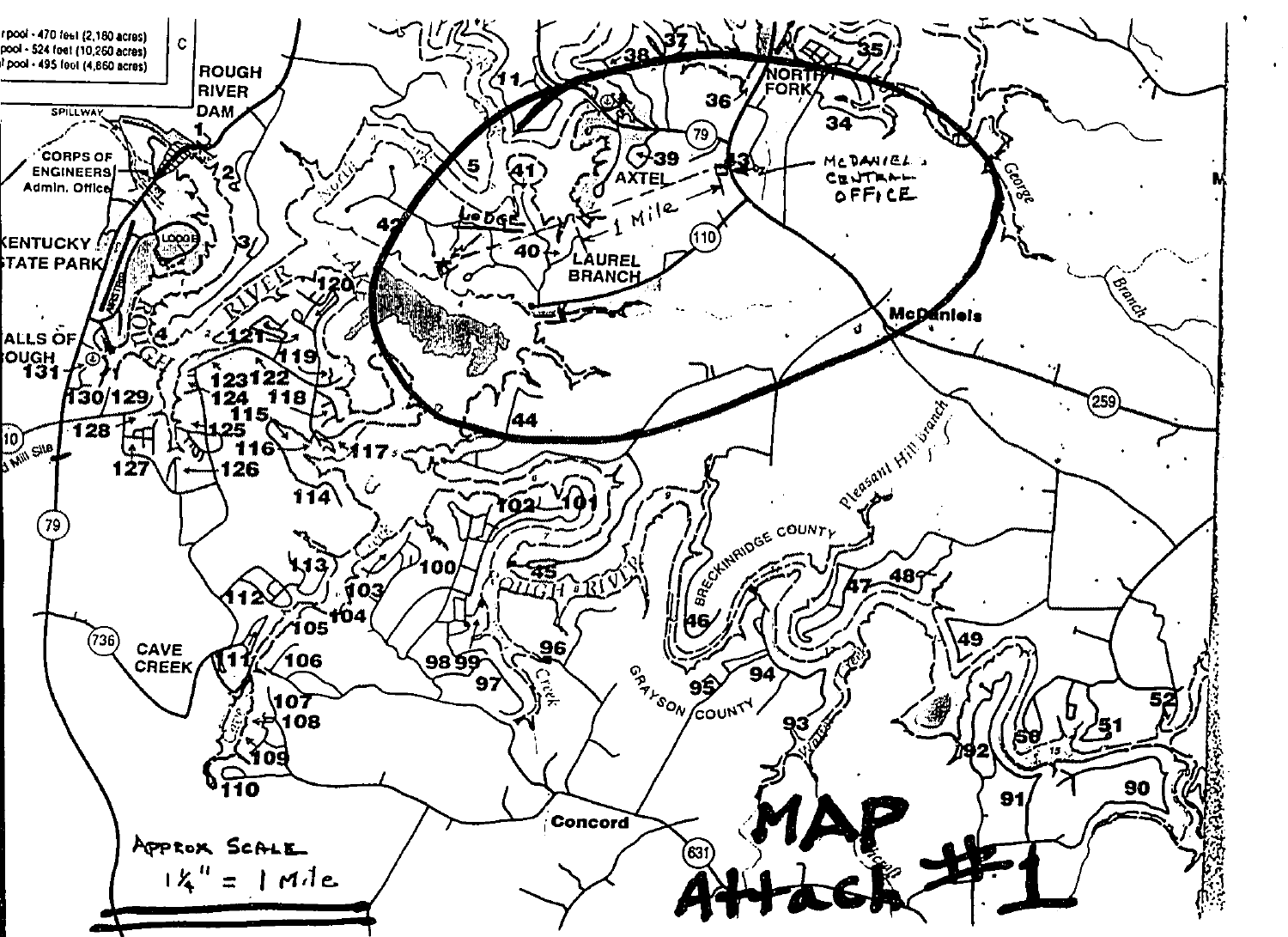# MAP Attach #1

...r pool - 470 feet (2,180 acres)
...pool - 524 feet (10,260 acres)
...l pool - 495 feet (4,860 acres)

ROUGH RIVER DAM

SPILLWAY

CORPS OF ENGINEERS Admin. Office

KENTUCKY STATE PARK

LODGE

FALLS OF ROUGH

ROUGH RIVER LAKE

NORTH FORK

AXTEL

McDANIELS CENTRAL OFFICE

1 Mile

LODGE

LAUREL BRANCH

McDaniels

George Branch

Pleasant Hill Branch

BRECKINRIDGE COUNTY

GRAYSON COUNTY

CAVE CREEK

Concord

Approx Scale
1¼" = 1 Mile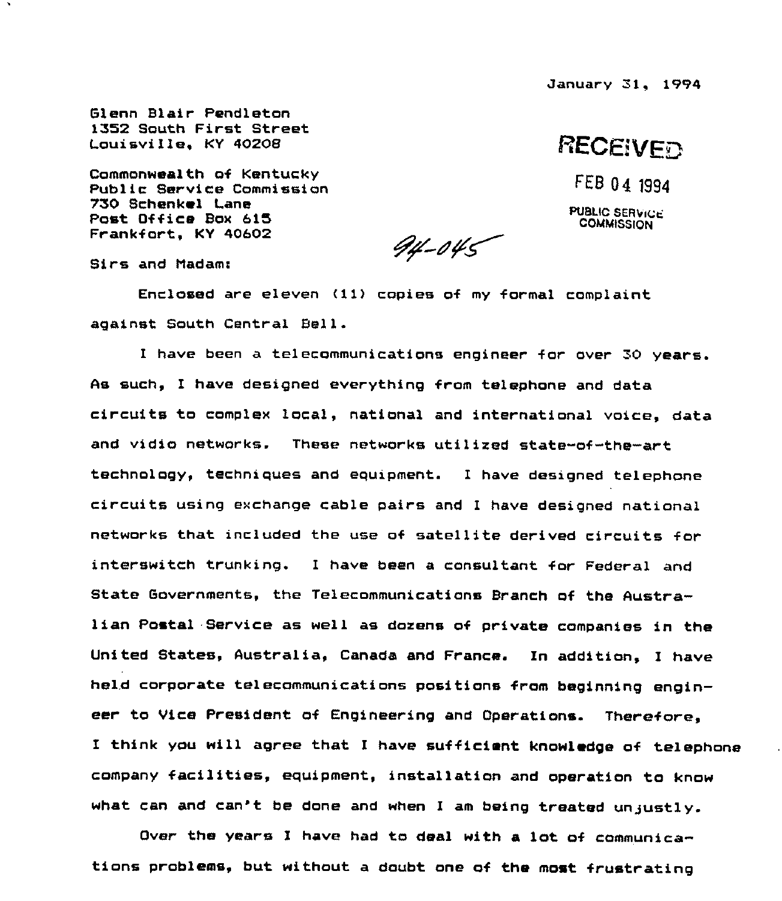January 31, 1994

Glenn Blair Pendleton
1352 South First Street
Louisville, KY 40208

RECEIVED

FEB 04 1994

PUBLIC SERVICE
COMMISSION

Commonwealth of Kentucky
Public Service Commission
730 Schenkel Lane
Post Office Box 615
Frankfort, KY 40602

94-045

Sirs and Madam:

Enclosed are eleven (11) copies of my formal complaint against South Central Bell.

I have been a telecommunications engineer for over 30 years. As such, I have designed everything from telephone and data circuits to complex local, national and international voice, data and vidio networks. These networks utilized state-of-the-art technology, techniques and equipment. I have designed telephone circuits using exchange cable pairs and I have designed national networks that included the use of satellite derived circuits for interswitch trunking. I have been a consultant for Federal and State Governments, the Telecommunications Branch of the Australian Postal Service as well as dozens of private companies in the United States, Australia, Canada and France. In addition, I have held corporate telecommunications positions from beginning engineer to Vice President of Engineering and Operations. Therefore, I think you will agree that I have sufficient knowledge of telephone company facilities, equipment, installation and operation to know what can and can't be done and when I am being treated unjustly.

Over the years I have had to deal with a lot of communications problems, but without a doubt one of the most frustrating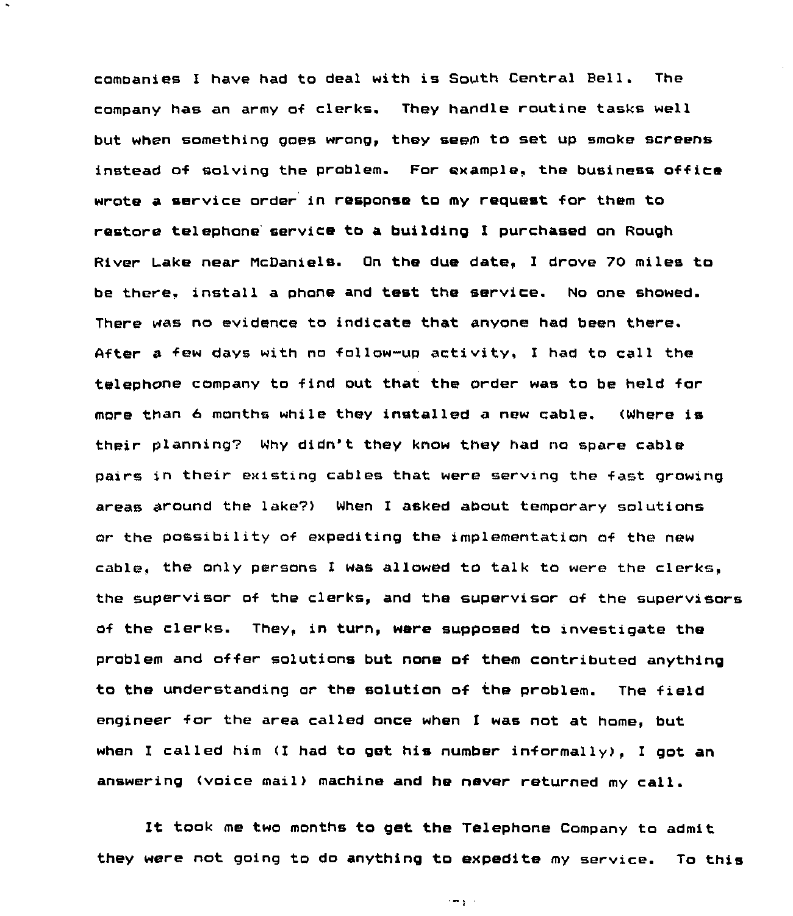companies I have had to deal with is South Central Bell. The company has an army of clerks. They handle routine tasks well but when something goes wrong, they seem to set up smoke screens instead of solving the problem. For example, the business office wrote a service order in response to my request for them to restore telephone service to a building I purchased on Rough River Lake near McDaniels. On the due date, I drove 70 miles to be there, install a phone and test the service. No one showed. There was no evidence to indicate that anyone had been there. After a few days with no follow-up activity, I had to call the telephone company to find out that the order was to be held for more than 6 months while they installed a new cable. (Where is their planning? Why didn't they know they had no spare cable pairs in their existing cables that were serving the fast growing areas around the lake?) When I asked about temporary solutions or the possibility of expediting the implementation of the new cable, the only persons I was allowed to talk to were the clerks, the supervisor of the clerks, and the supervisor of the supervisors of the clerks. They, in turn, were supposed to investigate the problem and offer solutions but none of them contributed anything to the understanding or the solution of the problem. The field engineer for the area called once when I was not at home, but when I called him (I had to get his number informally), I got an answering (voice mail) machine and he never returned my call.

It took me two months to get the Telephone Company to admit they were not going to do anything to expedite my service. To this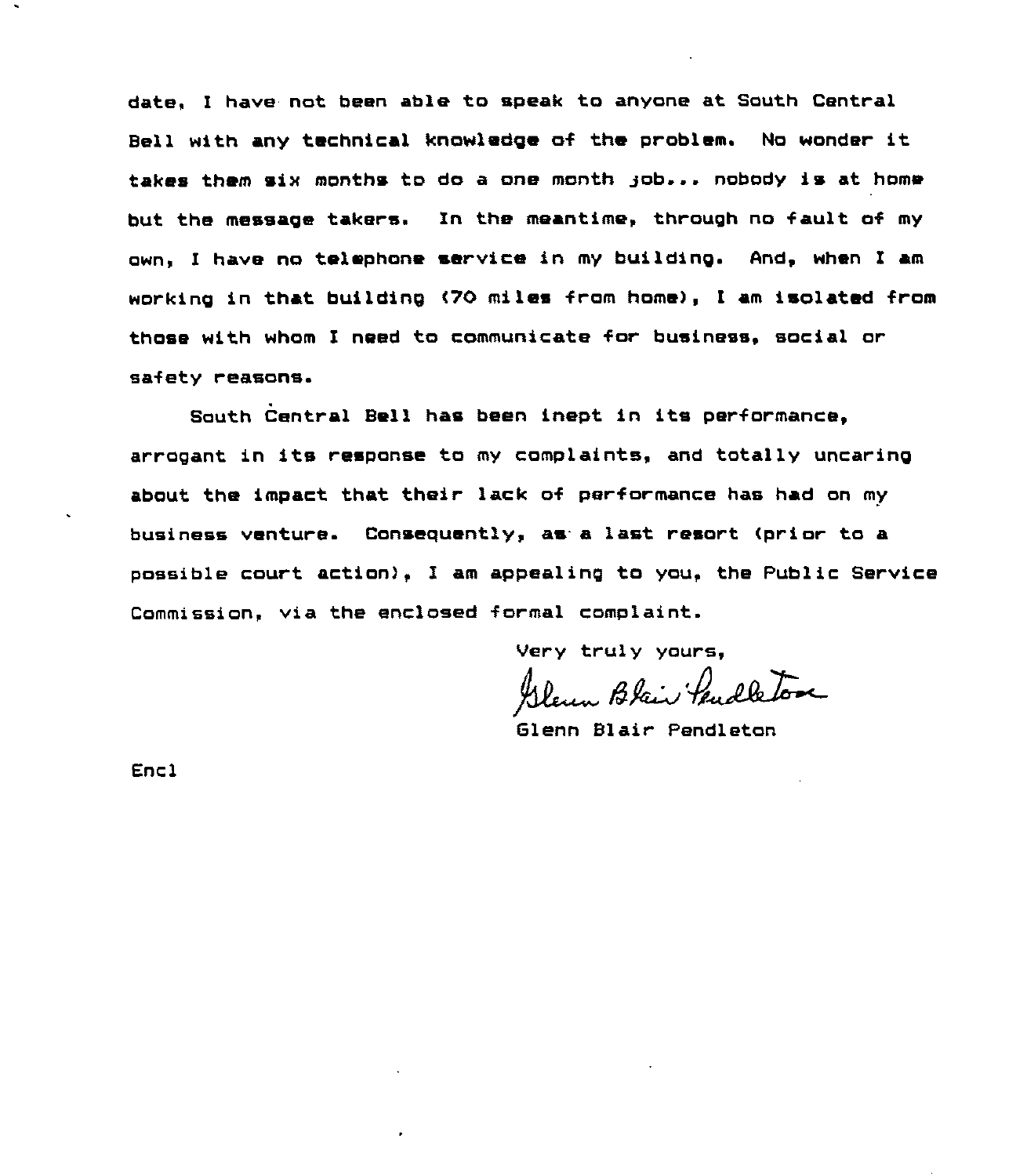date, I have not been able to speak to anyone at South Central Bell with any technical knowledge of the problem. No wonder it takes them six months to do a one month job... nobody is at home but the message takers. In the meantime, through no fault of my own, I have no telephone service in my building. And, when I am working in that building (70 miles from home), I am isolated from those with whom I need to communicate for business, social or safety reasons.

South Central Bell has been inept in its performance, arrogant in its response to my complaints, and totally uncaring about the impact that their lack of performance has had on my business venture. Consequently, as a last resort (prior to a possible court action), I am appealing to you, the Public Service Commission, via the enclosed formal complaint.

Very truly yours,

Glenn Blair Pendleton

Glenn Blair Pendleton

Encl